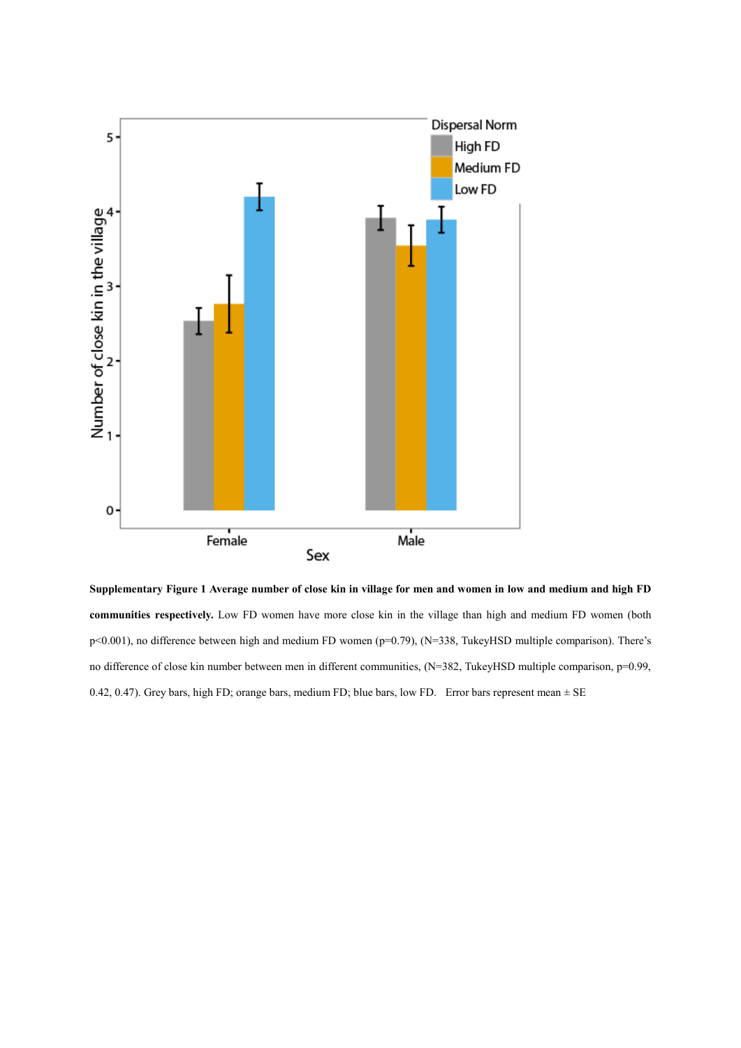**Supplementary Figure 1 Average number of close kin in village for men and women in low and medium and high FD communities respectively.** Low FD women have more close kin in the village than high and medium FD women (both $p<0.001$), no difference between high and medium FD women ($p=0.79$), ($N=338$, TukeyHSD multiple comparison). There's no difference of close kin number between men in different communities, ($N=382$, TukeyHSD multiple comparison, $p=0.99$, 0.42, 0.47). Grey bars, high FD; orange bars, medium FD; blue bars, low FD. Error bars represent mean ± SE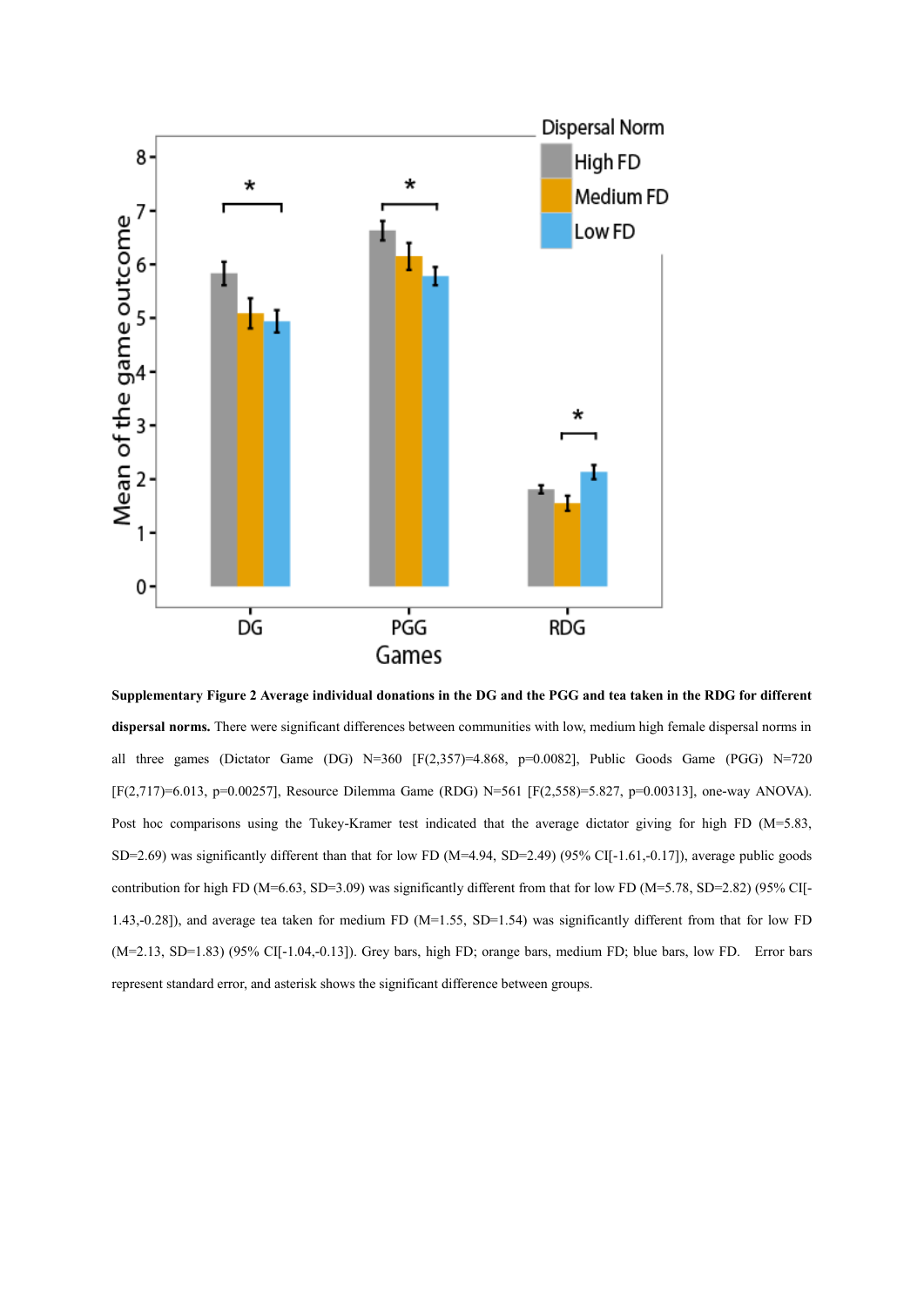**Supplementary Figure 2 Average individual donations in the DG and the PGG and tea taken in the RDG for different dispersal norms.** There were significant differences between communities with low, medium high female dispersal norms in all three games (Dictator Game (DG) N=360 [$F(2,357)=4.868$, $p=0.0082$], Public Goods Game (PGG) N=720 [$F(2,717)=6.013$, $p=0.00257$], Resource Dilemma Game (RDG) N=561 [$F(2,558)=5.827$, $p=0.00313$], one-way ANOVA). Post hoc comparisons using the Tukey-Kramer test indicated that the average dictator giving for high FD (M=5.83, SD=2.69) was significantly different than that for low FD (M=4.94, SD=2.49) (95% CI[-1.61,-0.17]), average public goods contribution for high FD (M=6.63, SD=3.09) was significantly different from that for low FD (M=5.78, SD=2.82) (95% CI[-1.43,-0.28]), and average tea taken for medium FD (M=1.55, SD=1.54) was significantly different from that for low FD (M=2.13, SD=1.83) (95% CI[-1.04,-0.13]). Grey bars, high FD; orange bars, medium FD; blue bars, low FD. Error bars represent standard error, and asterisk shows the significant difference between groups.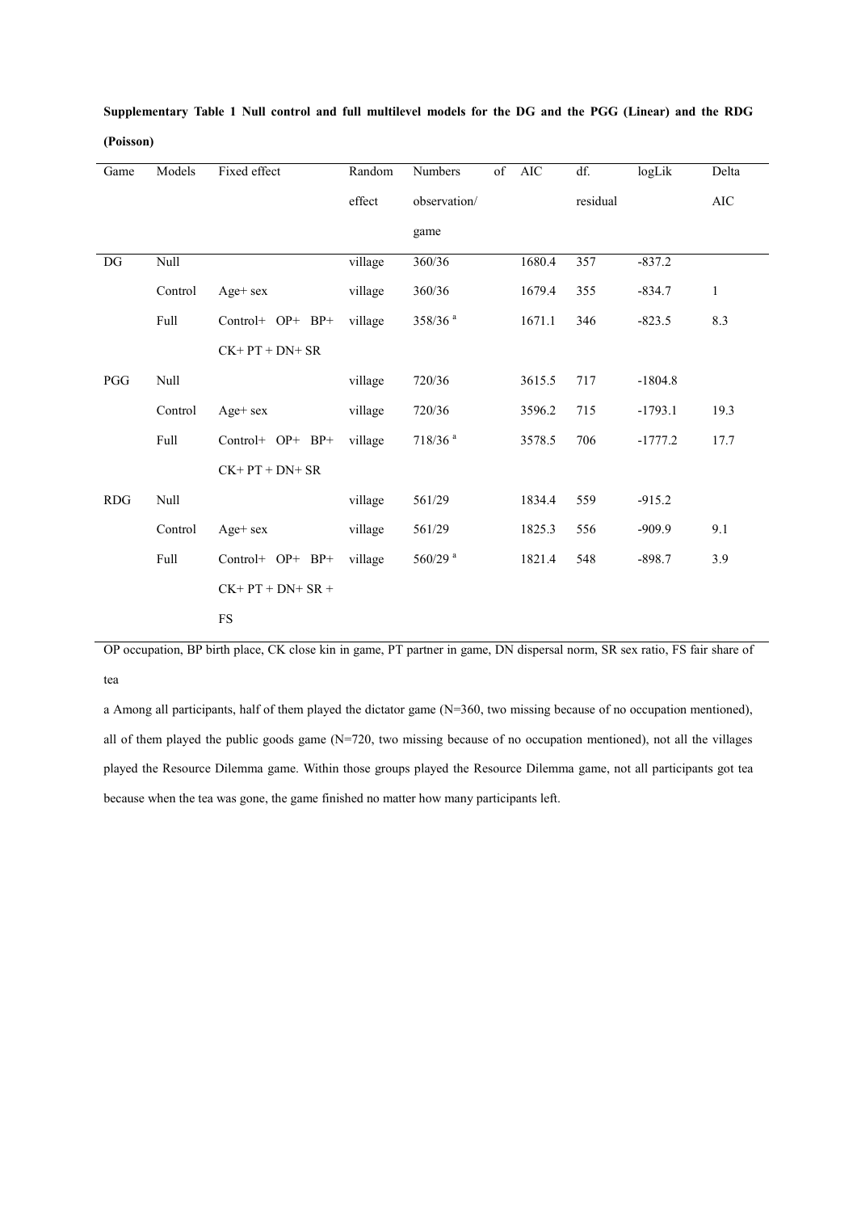**Supplementary Table 1 Null control and full multilevel models for the DG and the PGG (Linear) and the RDG (Poisson)**

| Game | Models | Fixed effect | Random effect | Numbers of observation/ game | AIC | df. residual | logLik | Delta AIC |
|---|---|---|---|---|---|---|---|---|
| DG | Null | | village | 360/36 | 1680.4 | 357 | -837.2 | |
| | Control | Age+ sex | village | 360/36 | 1679.4 | 355 | -834.7 | 1 |
| | Full | Control+ OP+ BP+ CK+ PT + DN+ SR | village | 358/36 [a] | 1671.1 | 346 | -823.5 | 8.3 |
| PGG | Null | | village | 720/36 | 3615.5 | 717 | -1804.8 | |
| | Control | Age+ sex | village | 720/36 | 3596.2 | 715 | -1793.1 | 19.3 |
| | Full | Control+ OP+ BP+ CK+ PT + DN+ SR | village | 718/36 [a] | 3578.5 | 706 | -1777.2 | 17.7 |
| RDG | Null | | village | 561/29 | 1834.4 | 559 | -915.2 | |
| | Control | Age+ sex | village | 561/29 | 1825.3 | 556 | -909.9 | 9.1 |
| | Full | Control+ OP+ BP+ CK+ PT + DN+ SR + FS | village | 560/29 [a] | 1821.4 | 548 | -898.7 | 3.9 |

OP occupation, BP birth place, CK close kin in game, PT partner in game, DN dispersal norm, SR sex ratio, FS fair share of tea

a Among all participants, half of them played the dictator game (N=360, two missing because of no occupation mentioned), all of them played the public goods game (N=720, two missing because of no occupation mentioned), not all the villages played the Resource Dilemma game. Within those groups played the Resource Dilemma game, not all participants got tea because when the tea was gone, the game finished no matter how many participants left.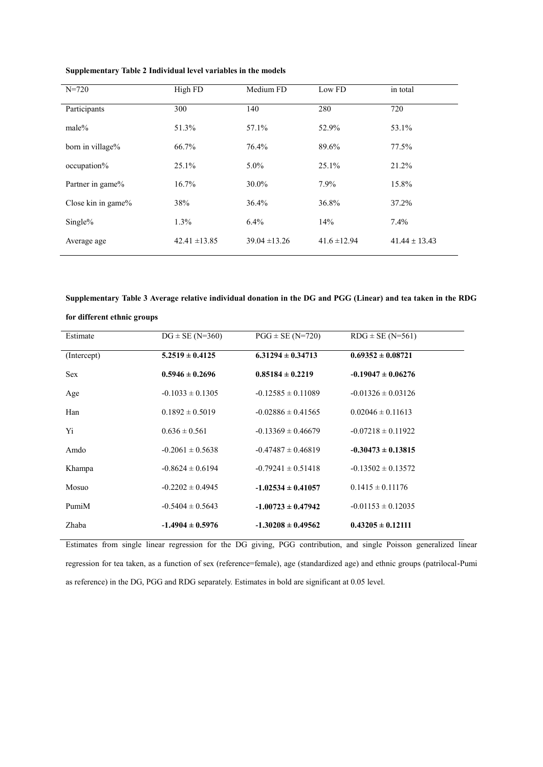**Supplementary Table 2 Individual level variables in the models**

| N=720 | High FD | Medium FD | Low FD | in total |
|---|---|---|---|---|
| Participants | 300 | 140 | 280 | 720 |
| male% | 51.3% | 57.1% | 52.9% | 53.1% |
| born in village% | 66.7% | 76.4% | 89.6% | 77.5% |
| occupation% | 25.1% | 5.0% | 25.1% | 21.2% |
| Partner in game% | 16.7% | 30.0% | 7.9% | 15.8% |
| Close kin in game% | 38% | 36.4% | 36.8% | 37.2% |
| Single% | 1.3% | 6.4% | 14% | 7.4% |
| Average age | 42.41 ±13.85 | 39.04 ±13.26 | 41.6 ±12.94 | 41.44 ± 13.43 |

**Supplementary Table 3 Average relative individual donation in the DG and PGG (Linear) and tea taken in the RDG for different ethnic groups**

| Estimate | DG ± SE (N=360) | PGG ± SE (N=720) | RDG ± SE (N=561) |
|---|---|---|---|
| (Intercept) | **5.2519 ± 0.4125** | **6.31294 ± 0.34713** | **0.69352 ± 0.08721** |
| Sex | **0.5946 ± 0.2696** | **0.85184 ± 0.2219** | **-0.19047 ± 0.06276** |
| Age | -0.1033 ± 0.1305 | -0.12585 ± 0.11089 | -0.01326 ± 0.03126 |
| Han | 0.1892 ± 0.5019 | -0.02886 ± 0.41565 | 0.02046 ± 0.11613 |
| Yi | 0.636 ± 0.561 | -0.13369 ± 0.46679 | -0.07218 ± 0.11922 |
| Amdo | -0.2061 ± 0.5638 | -0.47487 ± 0.46819 | **-0.30473 ± 0.13815** |
| Khampa | -0.8624 ± 0.6194 | -0.79241 ± 0.51418 | -0.13502 ± 0.13572 |
| Mosuo | -0.2202 ± 0.4945 | **-1.02534 ± 0.41057** | 0.1415 ± 0.11176 |
| PumiM | -0.5404 ± 0.5643 | **-1.00723 ± 0.47942** | -0.01153 ± 0.12035 |
| Zhaba | **-1.4904 ± 0.5976** | **-1.30208 ± 0.49562** | **0.43205 ± 0.12111** |

Estimates from single linear regression for the DG giving, PGG contribution, and single Poisson generalized linear regression for tea taken, as a function of sex (reference=female), age (standardized age) and ethnic groups (patrilocal-Pumi as reference) in the DG, PGG and RDG separately. Estimates in bold are significant at 0.05 level.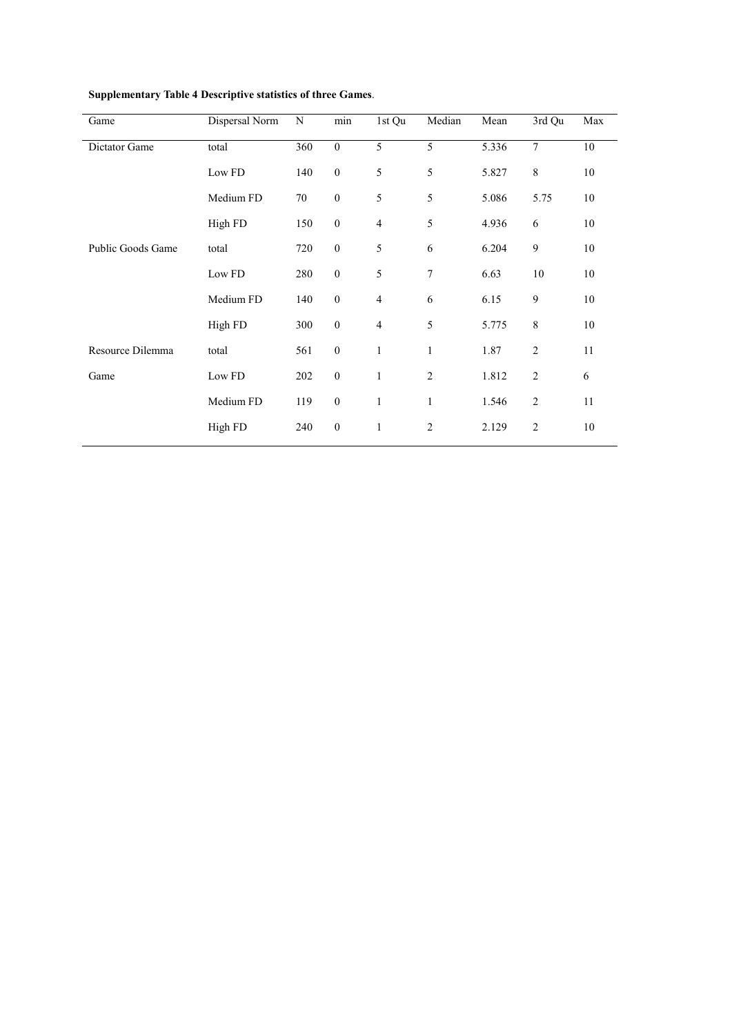**Supplementary Table 4 Descriptive statistics of three Games**.

| Game | Dispersal Norm | N | min | 1st Qu | Median | Mean | 3rd Qu | Max |
|---|---|---|---|---|---|---|---|---|
| Dictator Game | total | 360 | 0 | 5 | 5 | 5.336 | 7 | 10 |
| | Low FD | 140 | 0 | 5 | 5 | 5.827 | 8 | 10 |
| | Medium FD | 70 | 0 | 5 | 5 | 5.086 | 5.75 | 10 |
| | High FD | 150 | 0 | 4 | 5 | 4.936 | 6 | 10 |
| Public Goods Game | total | 720 | 0 | 5 | 6 | 6.204 | 9 | 10 |
| | Low FD | 280 | 0 | 5 | 7 | 6.63 | 10 | 10 |
| | Medium FD | 140 | 0 | 4 | 6 | 6.15 | 9 | 10 |
| | High FD | 300 | 0 | 4 | 5 | 5.775 | 8 | 10 |
| Resource Dilemma Game | total | 561 | 0 | 1 | 1 | 1.87 | 2 | 11 |
| | Low FD | 202 | 0 | 1 | 2 | 1.812 | 2 | 6 |
| | Medium FD | 119 | 0 | 1 | 1 | 1.546 | 2 | 11 |
| | High FD | 240 | 0 | 1 | 2 | 2.129 | 2 | 10 |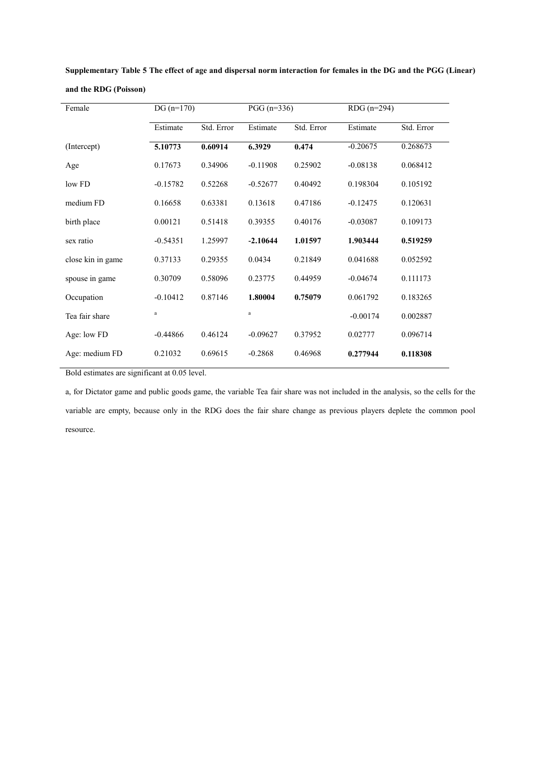**Supplementary Table 5 The effect of age and dispersal norm interaction for females in the DG and the PGG (Linear) and the RDG (Poisson)**

| Female | DG (n=170) | | PGG (n=336) | | RDG (n=294) | |
|---|---|---|---|---|---|---|
| | Estimate | Std. Error | Estimate | Std. Error | Estimate | Std. Error |
| (Intercept) | **5.10773** | **0.60914** | **6.3929** | **0.474** | -0.20675 | 0.268673 |
| Age | 0.17673 | 0.34906 | -0.11908 | 0.25902 | -0.08138 | 0.068412 |
| low FD | -0.15782 | 0.52268 | -0.52677 | 0.40492 | 0.198304 | 0.105192 |
| medium FD | 0.16658 | 0.63381 | 0.13618 | 0.47186 | -0.12475 | 0.120631 |
| birth place | 0.00121 | 0.51418 | 0.39355 | 0.40176 | -0.03087 | 0.109173 |
| sex ratio | -0.54351 | 1.25997 | **-2.10644** | **1.01597** | **1.903444** | **0.519259** |
| close kin in game | 0.37133 | 0.29355 | 0.0434 | 0.21849 | 0.041688 | 0.052592 |
| spouse in game | 0.30709 | 0.58096 | 0.23775 | 0.44959 | -0.04674 | 0.111173 |
| Occupation | -0.10412 | 0.87146 | **1.80004** | **0.75079** | 0.061792 | 0.183265 |
| Tea fair share | [a] | | [a] | | -0.00174 | 0.002887 |
| Age: low FD | -0.44866 | 0.46124 | -0.09627 | 0.37952 | 0.02777 | 0.096714 |
| Age: medium FD | 0.21032 | 0.69615 | -0.2868 | 0.46968 | **0.277944** | **0.118308** |

Bold estimates are significant at 0.05 level.

a, for Dictator game and public goods game, the variable Tea fair share was not included in the analysis, so the cells for the variable are empty, because only in the RDG does the fair share change as previous players deplete the common pool resource.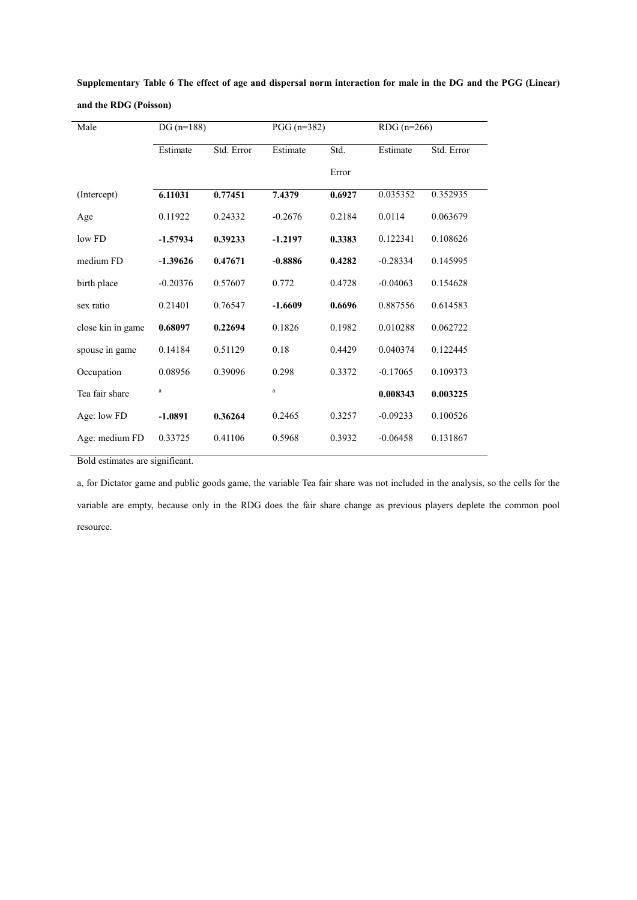**Supplementary Table 6 The effect of age and dispersal norm interaction for male in the DG and the PGG (Linear) and the RDG (Poisson)**

| Male | DG (n=188) | | PGG (n=382) | | RDG (n=266) | |
|---|---|---|---|---|---|---|
| | Estimate | Std. Error | Estimate | Std. Error | Estimate | Std. Error |
| (Intercept) | **6.11031** | **0.77451** | **7.4379** | **0.6927** | 0.035352 | 0.352935 |
| Age | 0.11922 | 0.24332 | -0.2676 | 0.2184 | 0.0114 | 0.063679 |
| low FD | **-1.57934** | **0.39233** | **-1.2197** | **0.3383** | 0.122341 | 0.108626 |
| medium FD | **-1.39626** | **0.47671** | **-0.8886** | **0.4282** | -0.28334 | 0.145995 |
| birth place | -0.20376 | 0.57607 | 0.772 | 0.4728 | -0.04063 | 0.154628 |
| sex ratio | 0.21401 | 0.76547 | **-1.6609** | **0.6696** | 0.887556 | 0.614583 |
| close kin in game | **0.68097** | **0.22694** | 0.1826 | 0.1982 | 0.010288 | 0.062722 |
| spouse in game | 0.14184 | 0.51129 | 0.18 | 0.4429 | 0.040374 | 0.122445 |
| Occupation | 0.08956 | 0.39096 | 0.298 | 0.3372 | -0.17065 | 0.109373 |
| Tea fair share | [a] | | [a] | | **0.008343** | **0.003225** |
| Age: low FD | **-1.0891** | **0.36264** | 0.2465 | 0.3257 | -0.09233 | 0.100526 |
| Age: medium FD | 0.33725 | 0.41106 | 0.5968 | 0.3932 | -0.06458 | 0.131867 |

Bold estimates are significant.

a, for Dictator game and public goods game, the variable Tea fair share was not included in the analysis, so the cells for the variable are empty, because only in the RDG does the fair share change as previous players deplete the common pool resource.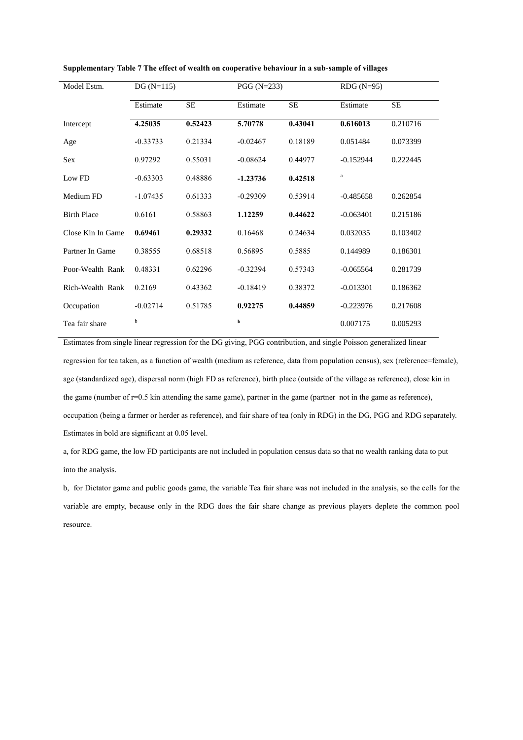**Supplementary Table 7 The effect of wealth on cooperative behaviour in a sub-sample of villages**

| Model Estm. | DG (N=115) | | PGG (N=233) | | RDG (N=95) | |
|---|---|---|---|---|---|---|
| | Estimate | SE | Estimate | SE | Estimate | SE |
| Intercept | **4.25035** | **0.52423** | **5.70778** | **0.43041** | **0.616013** | 0.210716 |
| Age | -0.33733 | 0.21334 | -0.02467 | 0.18189 | 0.051484 | 0.073399 |
| Sex | 0.97292 | 0.55031 | -0.08624 | 0.44977 | -0.152944 | 0.222445 |
| Low FD | -0.63303 | 0.48886 | **-1.23736** | **0.42518** | [a] | |
| Medium FD | -1.07435 | 0.61333 | -0.29309 | 0.53914 | -0.485658 | 0.262854 |
| Birth Place | 0.6161 | 0.58863 | **1.12259** | **0.44622** | -0.063401 | 0.215186 |
| Close Kin In Game | **0.69461** | **0.29332** | 0.16468 | 0.24634 | 0.032035 | 0.103402 |
| Partner In Game | 0.38555 | 0.68518 | 0.56895 | 0.5885 | 0.144989 | 0.186301 |
| Poor-Wealth Rank | 0.48331 | 0.62296 | -0.32394 | 0.57343 | -0.065564 | 0.281739 |
| Rich-Wealth Rank | 0.2169 | 0.43362 | -0.18419 | 0.38372 | -0.013301 | 0.186362 |
| Occupation | -0.02714 | 0.51785 | **0.92275** | **0.44859** | -0.223976 | 0.217608 |
| Tea fair share | [b] | | [b] | | 0.007175 | 0.005293 |

Estimates from single linear regression for the DG giving, PGG contribution, and single Poisson generalized linear regression for tea taken, as a function of wealth (medium as reference, data from population census), sex (reference=female), age (standardized age), dispersal norm (high FD as reference), birth place (outside of the village as reference), close kin in the game (number of r=0.5 kin attending the same game), partner in the game (partner not in the game as reference), occupation (being a farmer or herder as reference), and fair share of tea (only in RDG) in the DG, PGG and RDG separately. Estimates in bold are significant at 0.05 level.

a, for RDG game, the low FD participants are not included in population census data so that no wealth ranking data to put into the analysis.

b, for Dictator game and public goods game, the variable Tea fair share was not included in the analysis, so the cells for the variable are empty, because only in the RDG does the fair share change as previous players deplete the common pool resource.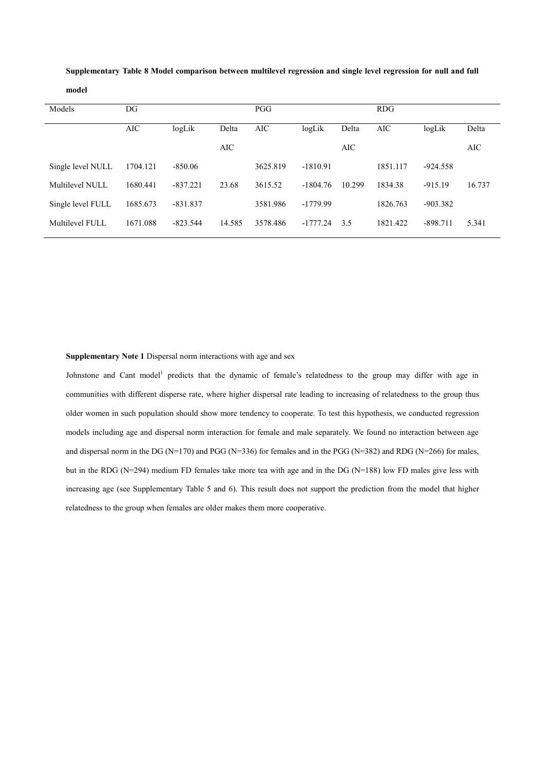**Supplementary Table 8 Model comparison between multilevel regression and single level regression for null and full model**

| Models | DG | | | PGG | | | RDG | | |
|---|---|---|---|---|---|---|---|---|---|
| | AIC | logLik | Delta AIC | AIC | logLik | Delta AIC | AIC | logLik | Delta AIC |
| Single level NULL | 1704.121 | -850.06 | | 3625.819 | -1810.91 | | 1851.117 | -924.558 | |
| Multilevel NULL | 1680.441 | -837.221 | 23.68 | 3615.52 | -1804.76 | 10.299 | 1834.38 | -915.19 | 16.737 |
| Single level FULL | 1685.673 | -831.837 | | 3581.986 | -1779.99 | | 1826.763 | -903.382 | |
| Multilevel FULL | 1671.088 | -823.544 | 14.585 | 3578.486 | -1777.24 | 3.5 | 1821.422 | -898.711 | 5.341 |

**Supplementary Note 1** Dispersal norm interactions with age and sex

Johnstone and Cant model[1] predicts that the dynamic of female's relatedness to the group may differ with age in communities with different disperse rate, where higher dispersal rate leading to increasing of relatedness to the group thus older women in such population should show more tendency to cooperate. To test this hypothesis, we conducted regression models including age and dispersal norm interaction for female and male separately. We found no interaction between age and dispersal norm in the DG (N=170) and PGG (N=336) for females and in the PGG (N=382) and RDG (N=266) for males, but in the RDG (N=294) medium FD females take more tea with age and in the DG (N=188) low FD males give less with increasing age (see Supplementary Table 5 and 6). This result does not support the prediction from the model that higher relatedness to the group when females are older makes them more cooperative.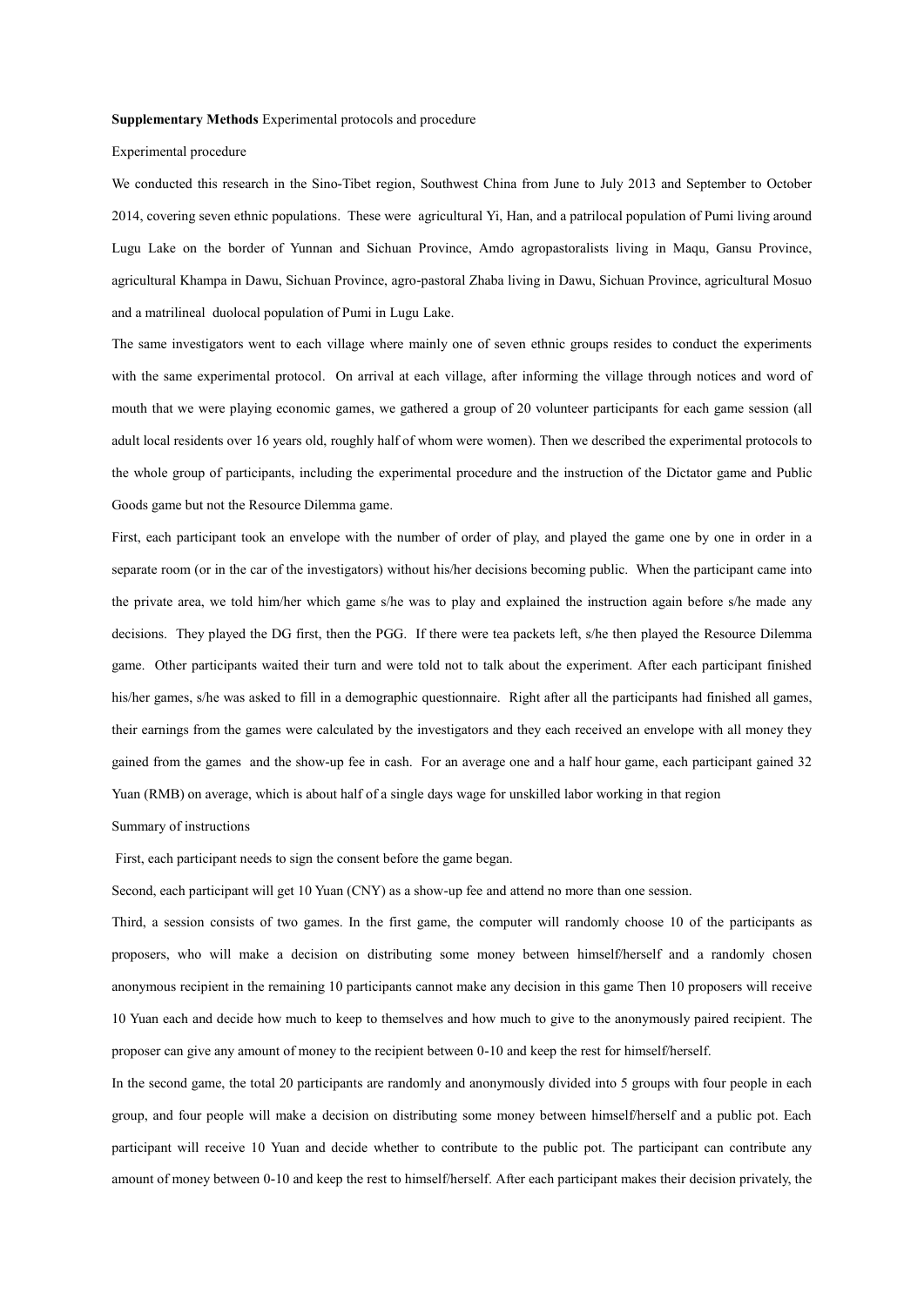**Supplementary Methods** Experimental protocols and procedure

Experimental procedure

We conducted this research in the Sino-Tibet region, Southwest China from June to July 2013 and September to October 2014, covering seven ethnic populations. These were agricultural Yi, Han, and a patrilocal population of Pumi living around Lugu Lake on the border of Yunnan and Sichuan Province, Amdo agropastoralists living in Maqu, Gansu Province, agricultural Khampa in Dawu, Sichuan Province, agro-pastoral Zhaba living in Dawu, Sichuan Province, agricultural Mosuo and a matrilineal duolocal population of Pumi in Lugu Lake.

The same investigators went to each village where mainly one of seven ethnic groups resides to conduct the experiments with the same experimental protocol. On arrival at each village, after informing the village through notices and word of mouth that we were playing economic games, we gathered a group of 20 volunteer participants for each game session (all adult local residents over 16 years old, roughly half of whom were women). Then we described the experimental protocols to the whole group of participants, including the experimental procedure and the instruction of the Dictator game and Public Goods game but not the Resource Dilemma game.

First, each participant took an envelope with the number of order of play, and played the game one by one in order in a separate room (or in the car of the investigators) without his/her decisions becoming public. When the participant came into the private area, we told him/her which game s/he was to play and explained the instruction again before s/he made any decisions. They played the DG first, then the PGG. If there were tea packets left, s/he then played the Resource Dilemma game. Other participants waited their turn and were told not to talk about the experiment. After each participant finished his/her games, s/he was asked to fill in a demographic questionnaire. Right after all the participants had finished all games, their earnings from the games were calculated by the investigators and they each received an envelope with all money they gained from the games and the show-up fee in cash. For an average one and a half hour game, each participant gained 32 Yuan (RMB) on average, which is about half of a single days wage for unskilled labor working in that region

Summary of instructions

First, each participant needs to sign the consent before the game began.

Second, each participant will get 10 Yuan (CNY) as a show-up fee and attend no more than one session.

Third, a session consists of two games. In the first game, the computer will randomly choose 10 of the participants as proposers, who will make a decision on distributing some money between himself/herself and a randomly chosen anonymous recipient in the remaining 10 participants cannot make any decision in this game Then 10 proposers will receive 10 Yuan each and decide how much to keep to themselves and how much to give to the anonymously paired recipient. The proposer can give any amount of money to the recipient between 0-10 and keep the rest for himself/herself.

In the second game, the total 20 participants are randomly and anonymously divided into 5 groups with four people in each group, and four people will make a decision on distributing some money between himself/herself and a public pot. Each participant will receive 10 Yuan and decide whether to contribute to the public pot. The participant can contribute any amount of money between 0-10 and keep the rest to himself/herself. After each participant makes their decision privately, the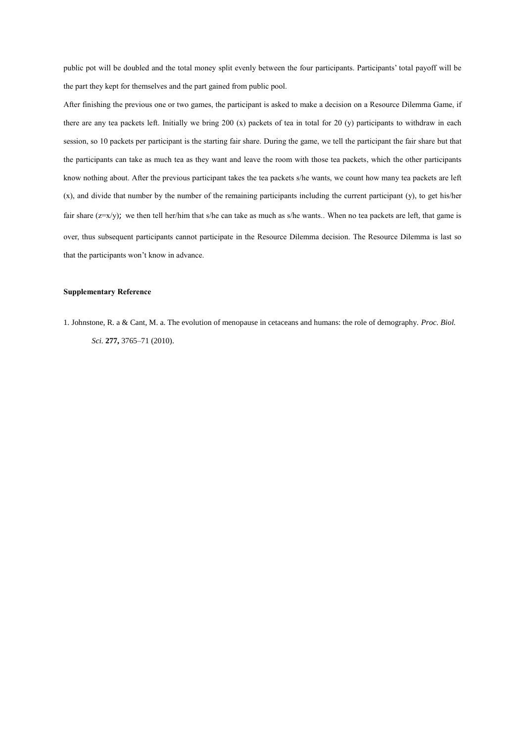public pot will be doubled and the total money split evenly between the four participants. Participants' total payoff will be the part they kept for themselves and the part gained from public pool.

After finishing the previous one or two games, the participant is asked to make a decision on a Resource Dilemma Game, if there are any tea packets left. Initially we bring 200 (x) packets of tea in total for 20 (y) participants to withdraw in each session, so 10 packets per participant is the starting fair share. During the game, we tell the participant the fair share but that the participants can take as much tea as they want and leave the room with those tea packets, which the other participants know nothing about. After the previous participant takes the tea packets s/he wants, we count how many tea packets are left (x), and divide that number by the number of the remaining participants including the current participant (y), to get his/her fair share ($z=x/y$)； we then tell her/him that s/he can take as much as s/he wants.. When no tea packets are left, that game is over, thus subsequent participants cannot participate in the Resource Dilemma decision. The Resource Dilemma is last so that the participants won't know in advance.

**Supplementary Reference**

1. Johnstone, R. a & Cant, M. a. The evolution of menopause in cetaceans and humans: the role of demography. *Proc. Biol. Sci.* **277,** 3765–71 (2010).